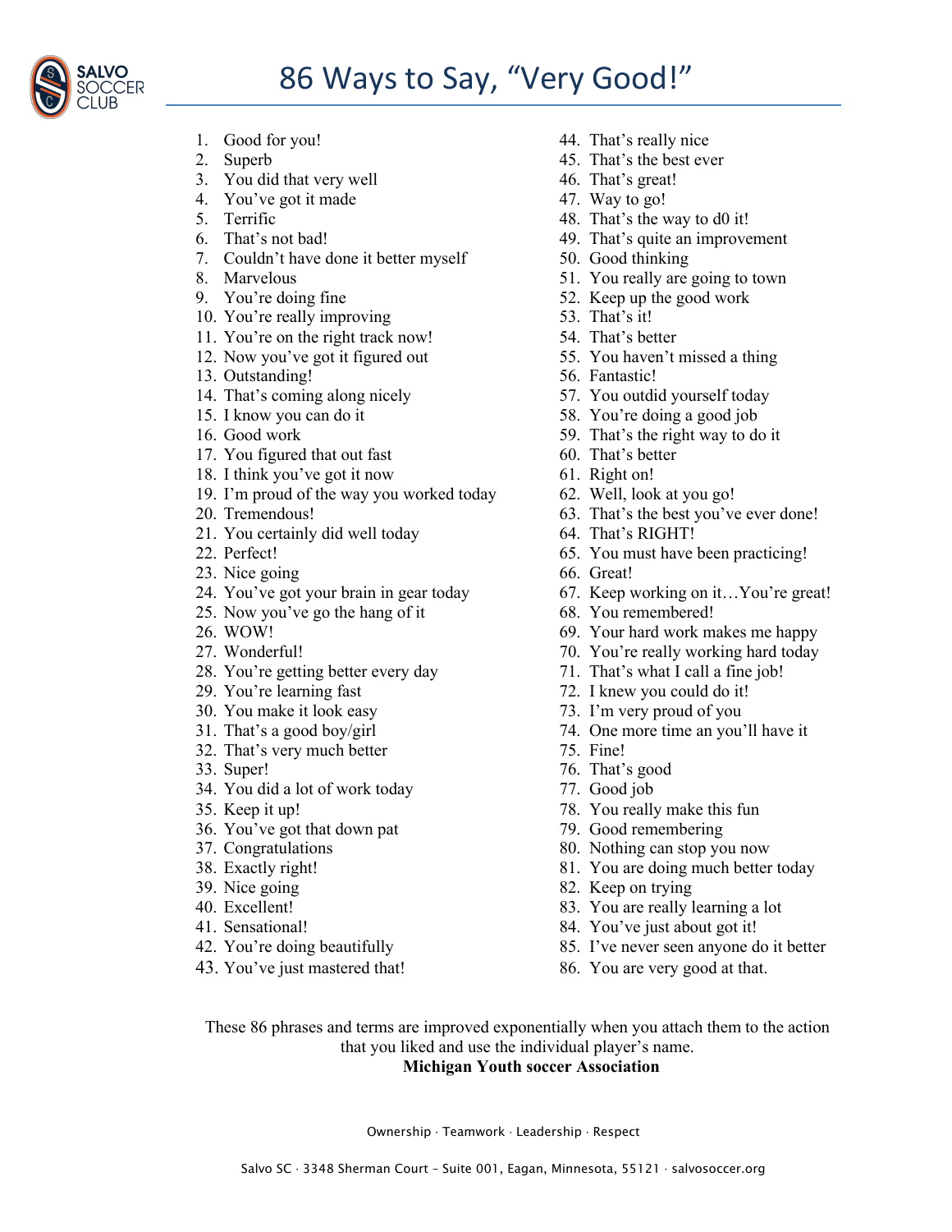# 86 Ways to Say, "Very Good!"

1. Good for you!
2. Superb
3. You did that very well
4. You've got it made
5. Terrific
6. That's not bad!
7. Couldn't have done it better myself
8. Marvelous
9. You're doing fine
10. You're really improving
11. You're on the right track now!
12. Now you've got it figured out
13. Outstanding!
14. That's coming along nicely
15. I know you can do it
16. Good work
17. You figured that out fast
18. I think you've got it now
19. I'm proud of the way you worked today
20. Tremendous!
21. You certainly did well today
22. Perfect!
23. Nice going
24. You've got your brain in gear today
25. Now you've go the hang of it
26. WOW!
27. Wonderful!
28. You're getting better every day
29. You're learning fast
30. You make it look easy
31. That's a good boy/girl
32. That's very much better
33. Super!
34. You did a lot of work today
35. Keep it up!
36. You've got that down pat
37. Congratulations
38. Exactly right!
39. Nice going
40. Excellent!
41. Sensational!
42. You're doing beautifully
43. You've just mastered that!
44. That's really nice
45. That's the best ever
46. That's great!
47. Way to go!
48. That's the way to d0 it!
49. That's quite an improvement
50. Good thinking
51. You really are going to town
52. Keep up the good work
53. That's it!
54. That's better
55. You haven't missed a thing
56. Fantastic!
57. You outdid yourself today
58. You're doing a good job
59. That's the right way to do it
60. That's better
61. Right on!
62. Well, look at you go!
63. That's the best you've ever done!
64. That's RIGHT!
65. You must have been practicing!
66. Great!
67. Keep working on it…You're great!
68. You remembered!
69. Your hard work makes me happy
70. You're really working hard today
71. That's what I call a fine job!
72. I knew you could do it!
73. I'm very proud of you
74. One more time an you'll have it
75. Fine!
76. That's good
77. Good job
78. You really make this fun
79. Good remembering
80. Nothing can stop you now
81. You are doing much better today
82. Keep on trying
83. You are really learning a lot
84. You've just about got it!
85. I've never seen anyone do it better
86. You are very good at that.

These 86 phrases and terms are improved exponentially when you attach them to the action that you liked and use the individual player's name.

**Michigan Youth soccer Association**

Ownership · Teamwork · Leadership · Respect

Salvo SC · 3348 Sherman Court – Suite 001, Eagan, Minnesota, 55121 · salvosoccer.org